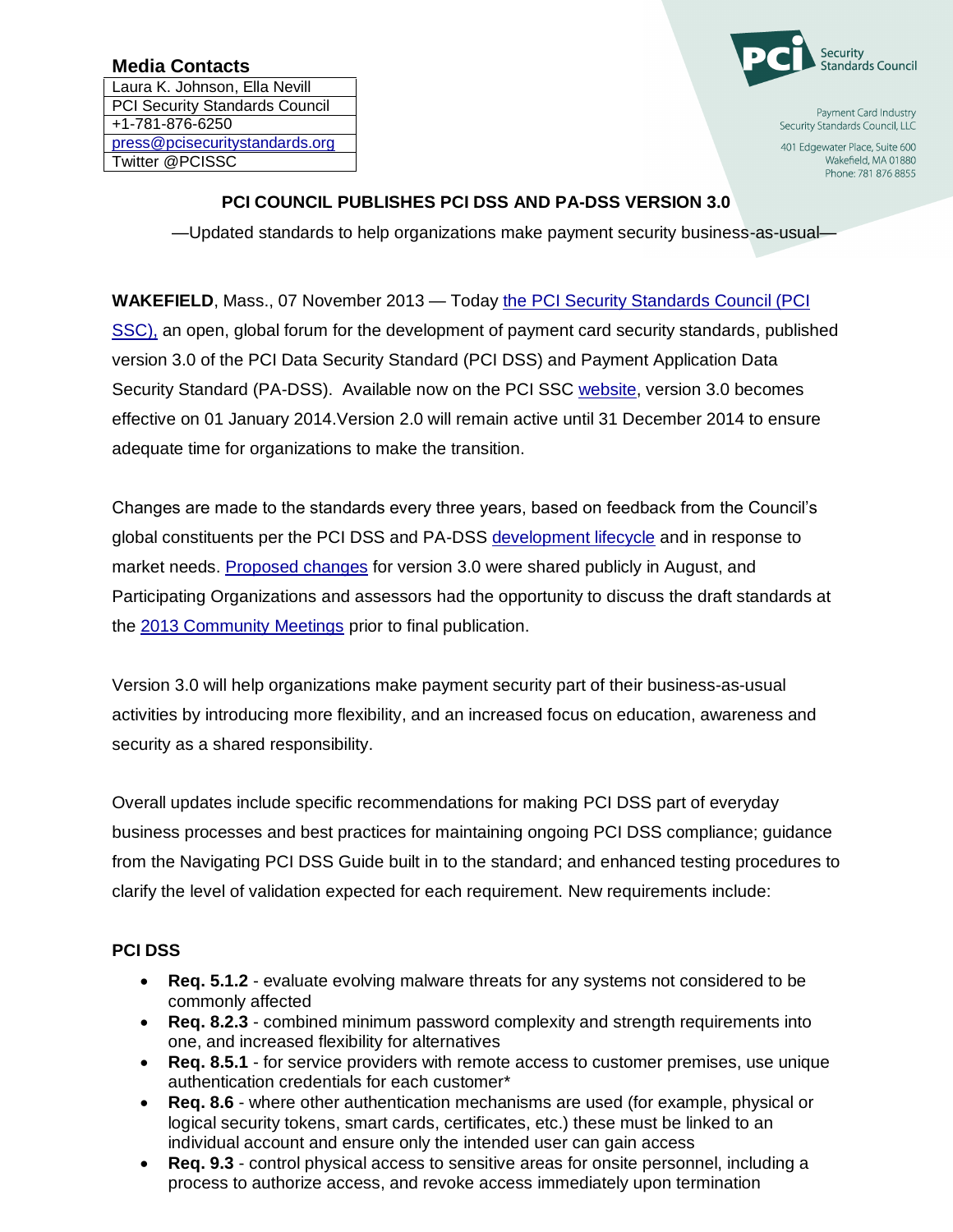**Media Contacts**

| Laura K. Johnson, Ella Nevill |
| --- |
| PCI Security Standards Council |
| +1-781-876-6250 |
| press@pcisecuritystandards.org |
| Twitter @PCISSC |

PCI Security Standards Council

Payment Card Industry
Security Standards Council, LLC

401 Edgewater Place, Suite 600
Wakefield, MA 01880
Phone: 781 876 8855

## PCI COUNCIL PUBLISHES PCI DSS AND PA-DSS VERSION 3.0

—Updated standards to help organizations make payment security business-as-usual—

**WAKEFIELD**, Mass., 07 November 2013 — Today the PCI Security Standards Council (PCI SSC), an open, global forum for the development of payment card security standards, published version 3.0 of the PCI Data Security Standard (PCI DSS) and Payment Application Data Security Standard (PA-DSS). Available now on the PCI SSC website, version 3.0 becomes effective on 01 January 2014.Version 2.0 will remain active until 31 December 2014 to ensure adequate time for organizations to make the transition.

Changes are made to the standards every three years, based on feedback from the Council's global constituents per the PCI DSS and PA-DSS development lifecycle and in response to market needs. Proposed changes for version 3.0 were shared publicly in August, and Participating Organizations and assessors had the opportunity to discuss the draft standards at the 2013 Community Meetings prior to final publication.

Version 3.0 will help organizations make payment security part of their business-as-usual activities by introducing more flexibility, and an increased focus on education, awareness and security as a shared responsibility.

Overall updates include specific recommendations for making PCI DSS part of everyday business processes and best practices for maintaining ongoing PCI DSS compliance; guidance from the Navigating PCI DSS Guide built in to the standard; and enhanced testing procedures to clarify the level of validation expected for each requirement. New requirements include:

**PCI DSS**

- **Req. 5.1.2** - evaluate evolving malware threats for any systems not considered to be commonly affected
- **Req. 8.2.3** - combined minimum password complexity and strength requirements into one, and increased flexibility for alternatives
- **Req. 8.5.1** - for service providers with remote access to customer premises, use unique authentication credentials for each customer*
- **Req. 8.6** - where other authentication mechanisms are used (for example, physical or logical security tokens, smart cards, certificates, etc.) these must be linked to an individual account and ensure only the intended user can gain access
- **Req. 9.3** - control physical access to sensitive areas for onsite personnel, including a process to authorize access, and revoke access immediately upon termination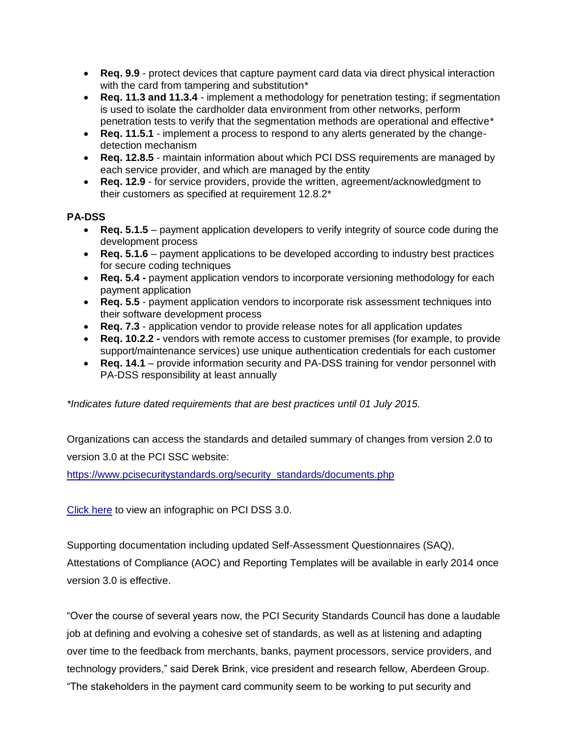- **Req. 9.9** - protect devices that capture payment card data via direct physical interaction with the card from tampering and substitution*
- **Req. 11.3 and 11.3.4** - implement a methodology for penetration testing; if segmentation is used to isolate the cardholder data environment from other networks, perform penetration tests to verify that the segmentation methods are operational and effective*
- **Req. 11.5.1** - implement a process to respond to any alerts generated by the change-detection mechanism
- **Req. 12.8.5** - maintain information about which PCI DSS requirements are managed by each service provider, and which are managed by the entity
- **Req. 12.9** - for service providers, provide the written, agreement/acknowledgment to their customers as specified at requirement 12.8.2*

**PA-DSS**

- **Req. 5.1.5** – payment application developers to verify integrity of source code during the development process
- **Req. 5.1.6** – payment applications to be developed according to industry best practices for secure coding techniques
- **Req. 5.4 -** payment application vendors to incorporate versioning methodology for each payment application
- **Req. 5.5** - payment application vendors to incorporate risk assessment techniques into their software development process
- **Req. 7.3** - application vendor to provide release notes for all application updates
- **Req. 10.2.2 -** vendors with remote access to customer premises (for example, to provide support/maintenance services) use unique authentication credentials for each customer
- **Req. 14.1** – provide information security and PA-DSS training for vendor personnel with PA-DSS responsibility at least annually

*\*Indicates future dated requirements that are best practices until 01 July 2015.*

Organizations can access the standards and detailed summary of changes from version 2.0 to version 3.0 at the PCI SSC website:
[https://www.pcisecuritystandards.org/security_standards/documents.php](https://www.pcisecuritystandards.org/security_standards/documents.php)

[Click here](#) to view an infographic on PCI DSS 3.0.

Supporting documentation including updated Self-Assessment Questionnaires (SAQ), Attestations of Compliance (AOC) and Reporting Templates will be available in early 2014 once version 3.0 is effective.

"Over the course of several years now, the PCI Security Standards Council has done a laudable job at defining and evolving a cohesive set of standards, as well as at listening and adapting over time to the feedback from merchants, banks, payment processors, service providers, and technology providers," said Derek Brink, vice president and research fellow, Aberdeen Group. "The stakeholders in the payment card community seem to be working to put security and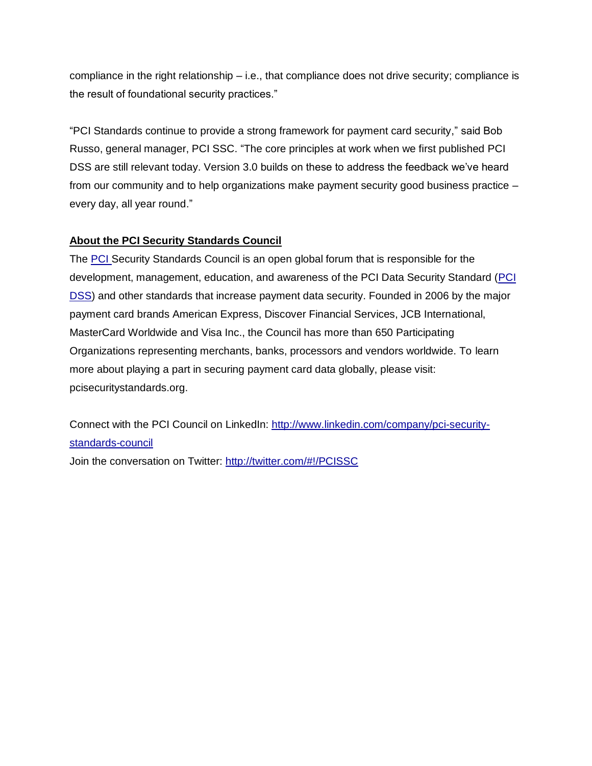compliance in the right relationship – i.e., that compliance does not drive security; compliance is the result of foundational security practices."

"PCI Standards continue to provide a strong framework for payment card security," said Bob Russo, general manager, PCI SSC. "The core principles at work when we first published PCI DSS are still relevant today. Version 3.0 builds on these to address the feedback we've heard from our community and to help organizations make payment security good business practice – every day, all year round."

**About the PCI Security Standards Council**

The PCI Security Standards Council is an open global forum that is responsible for the development, management, education, and awareness of the PCI Data Security Standard (PCI DSS) and other standards that increase payment data security. Founded in 2006 by the major payment card brands American Express, Discover Financial Services, JCB International, MasterCard Worldwide and Visa Inc., the Council has more than 650 Participating Organizations representing merchants, banks, processors and vendors worldwide. To learn more about playing a part in securing payment card data globally, please visit: pcisecuritystandards.org.

Connect with the PCI Council on LinkedIn: http://www.linkedin.com/company/pci-security-standards-council

Join the conversation on Twitter: http://twitter.com/#!/PCISSC